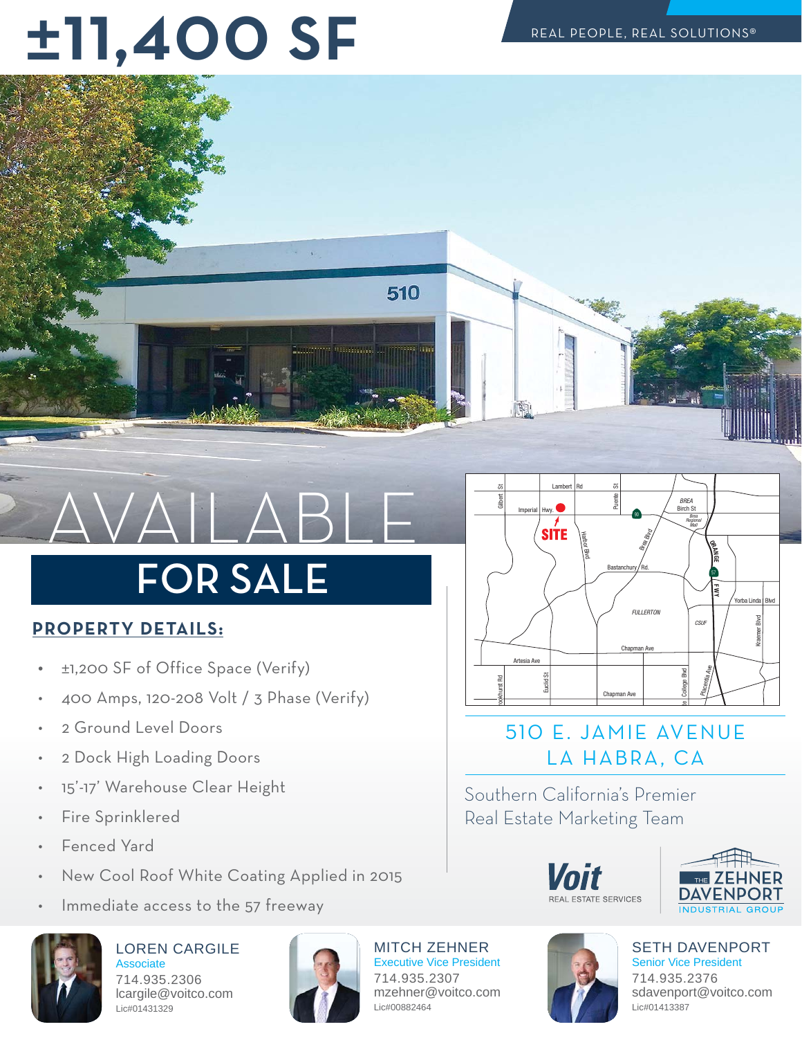# ±11,400 SF

REAL PEOPLE, REAL SOLUTIONS®

AVAILABLE

## FOR SALE

**PROPERTY DETAILS:**

- ±1,200 SF of Office Space (Verify)
- 400 Amps, 120-208 Volt / 3 Phase (Verify)
- 2 Ground Level Doors
- 2 Dock High Loading Doors
- 15'-17' Warehouse Clear Height
- Fire Sprinklered
- Fenced Yard
- New Cool Roof White Coating Applied in 2015
- Immediate access to the 57 freeway

## 510 E. JAMIE AVENUE
## LA HABRA, CA

Southern California's Premier Real Estate Marketing Team

Voit REAL ESTATE SERVICES

THE ZEHNER DAVENPORT INDUSTRIAL GROUP

**LOREN CARGILE**
Associate
714.935.2306
lcargile@voitco.com
Lic#01431329

**MITCH ZEHNER**
Executive Vice President
714.935.2307
mzehner@voitco.com
Lic#00882464

**SETH DAVENPORT**
Senior Vice President
714.935.2376
sdavenport@voitco.com
Lic#01413387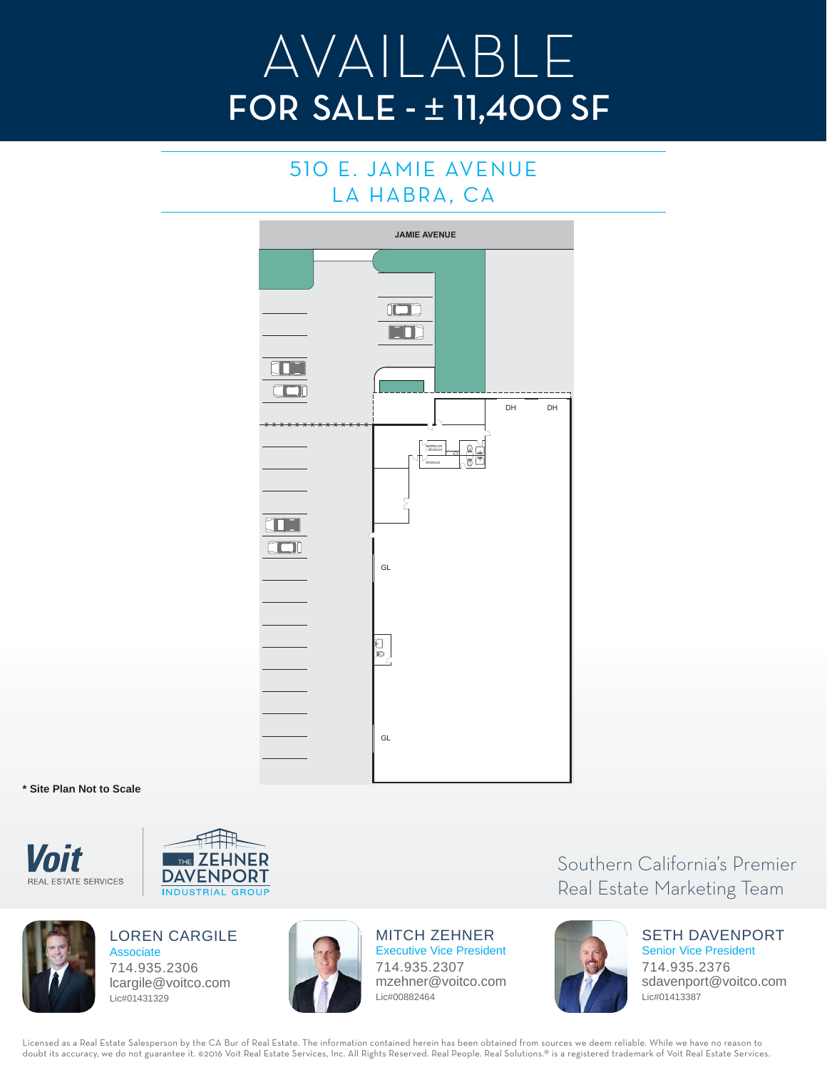# AVAILABLE

## FOR SALE - ± 11,400 SF

### 510 E. JAMIE AVENUE
### LA HABRA, CA

JAMIE AVENUE

DH

DH

GL

GL

* Site Plan Not to Scale

Voit
REAL ESTATE SERVICES

THE ZEHNER DAVENPORT
INDUSTRIAL GROUP

Southern California's Premier
Real Estate Marketing Team

**LOREN CARGILE**
Associate
714.935.2306
lcargile@voitco.com
Lic#01431329

**MITCH ZEHNER**
Executive Vice President
714.935.2307
mzehner@voitco.com
Lic#00882464

**SETH DAVENPORT**
Senior Vice President
714.935.2376
sdavenport@voitco.com
Lic#01413387

Licensed as a Real Estate Salesperson by the CA Bur of Real Estate. The information contained herein has been obtained from sources we deem reliable. While we have no reason to doubt its accuracy, we do not guarantee it. ©2016 Voit Real Estate Services, Inc. All Rights Reserved. Real People. Real Solutions.® is a registered trademark of Voit Real Estate Services.